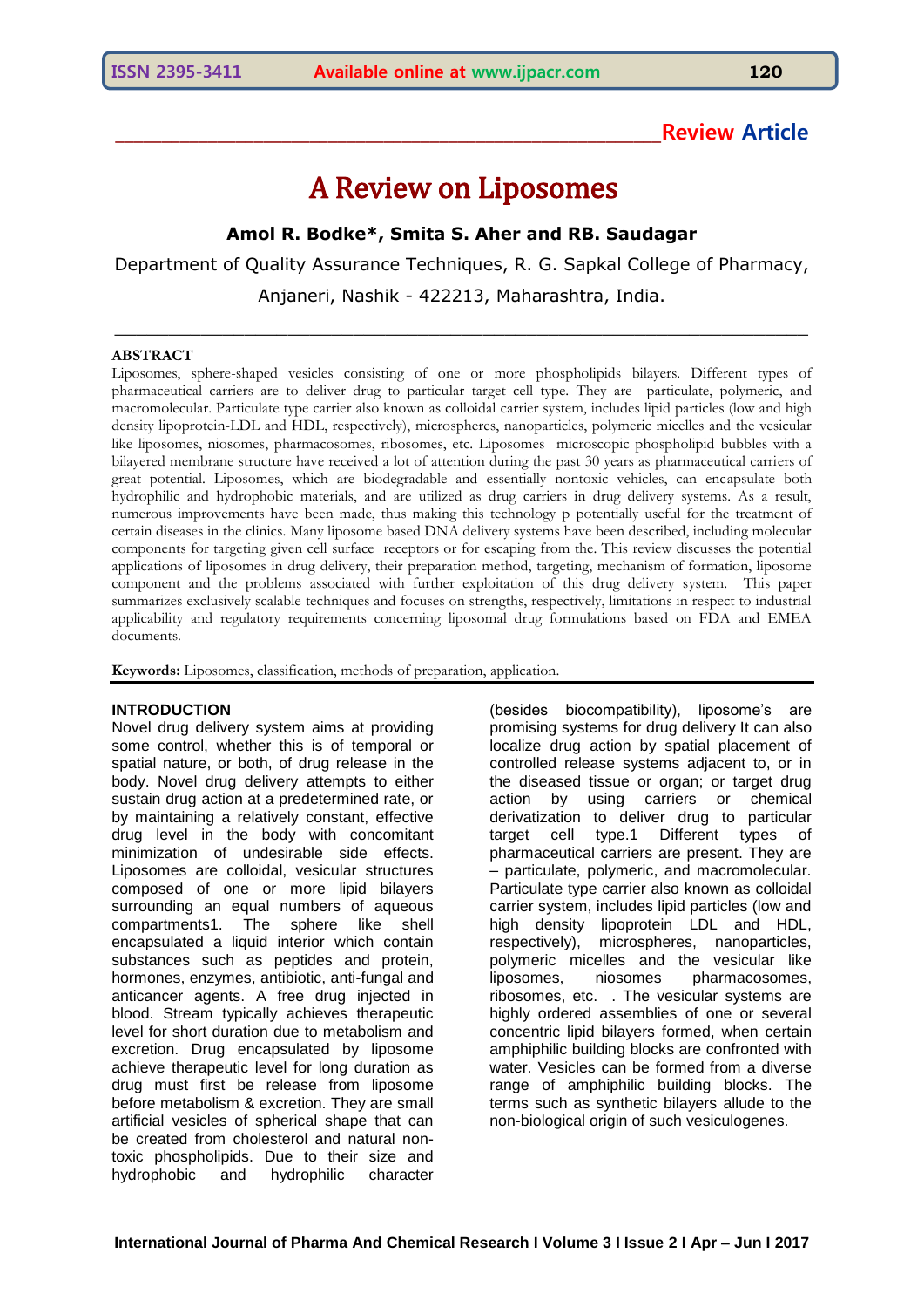**Review Article**

# A Review on Liposomes

**Amol R. Bodke\*, Smita S. Aher and RB. Saudagar**

Department of Quality Assurance Techniques, R. G. Sapkal College of Pharmacy, Anjaneri, Nashik - 422213, Maharashtra, India.

## ABSTRACT

Liposomes, sphere-shaped vesicles consisting of one or more phospholipids bilayers. Different types of pharmaceutical carriers are to deliver drug to particular target cell type. They are particulate, polymeric, and macromolecular. Particulate type carrier also known as colloidal carrier system, includes lipid particles (low and high density lipoprotein-LDL and HDL, respectively), microspheres, nanoparticles, polymeric micelles and the vesicular like liposomes, niosomes, pharmacosomes, ribosomes, etc. Liposomes microscopic phospholipid bubbles with a bilayered membrane structure have received a lot of attention during the past 30 years as pharmaceutical carriers of great potential. Liposomes, which are biodegradable and essentially nontoxic vehicles, can encapsulate both hydrophilic and hydrophobic materials, and are utilized as drug carriers in drug delivery systems. As a result, numerous improvements have been made, thus making this technology p potentially useful for the treatment of certain diseases in the clinics. Many liposome based DNA delivery systems have been described, including molecular components for targeting given cell surface receptors or for escaping from the. This review discusses the potential applications of liposomes in drug delivery, their preparation method, targeting, mechanism of formation, liposome component and the problems associated with further exploitation of this drug delivery system. This paper summarizes exclusively scalable techniques and focuses on strengths, respectively, limitations in respect to industrial applicability and regulatory requirements concerning liposomal drug formulations based on FDA and EMEA documents.

**Keywords:** Liposomes, classification, methods of preparation, application.

## INTRODUCTION

Novel drug delivery system aims at providing some control, whether this is of temporal or spatial nature, or both, of drug release in the body. Novel drug delivery attempts to either sustain drug action at a predetermined rate, or by maintaining a relatively constant, effective drug level in the body with concomitant minimization of undesirable side effects. Liposomes are colloidal, vesicular structures composed of one or more lipid bilayers surrounding an equal numbers of aqueous compartments1. The sphere like shell encapsulated a liquid interior which contain substances such as peptides and protein, hormones, enzymes, antibiotic, anti-fungal and anticancer agents. A free drug injected in blood. Stream typically achieves therapeutic level for short duration due to metabolism and excretion. Drug encapsulated by liposome achieve therapeutic level for long duration as drug must first be release from liposome before metabolism & excretion. They are small artificial vesicles of spherical shape that can be created from cholesterol and natural non-toxic phospholipids. Due to their size and hydrophobic and hydrophilic character (besides biocompatibility), liposome's are promising systems for drug delivery It can also localize drug action by spatial placement of controlled release systems adjacent to, or in the diseased tissue or organ; or target drug action by using carriers or chemical derivatization to deliver drug to particular target cell type.1 Different types of pharmaceutical carriers are present. They are – particulate, polymeric, and macromolecular. Particulate type carrier also known as colloidal carrier system, includes lipid particles (low and high density lipoprotein LDL and HDL, respectively), microspheres, nanoparticles, polymeric micelles and the vesicular like liposomes, niosomes pharmacosomes, ribosomes, etc. . The vesicular systems are highly ordered assemblies of one or several concentric lipid bilayers formed, when certain amphiphilic building blocks are confronted with water. Vesicles can be formed from a diverse range of amphiphilic building blocks. The terms such as synthetic bilayers allude to the non-biological origin of such vesiculogenes.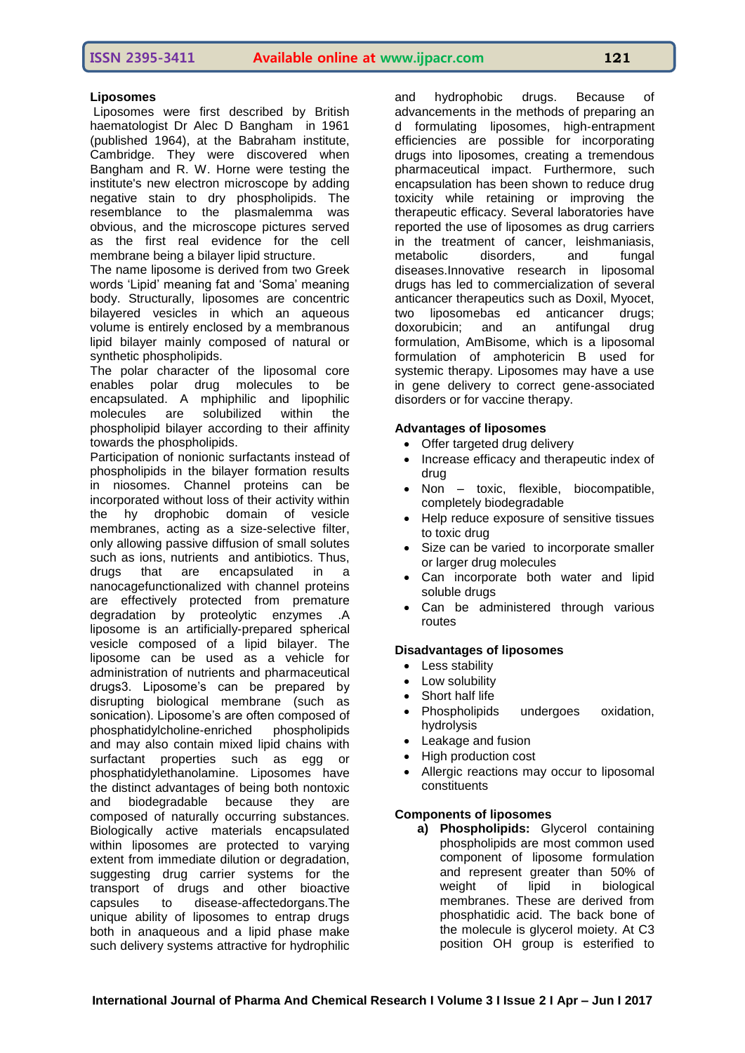### Liposomes

Liposomes were first described by British haematologist Dr Alec D Bangham in 1961 (published 1964), at the Babraham institute, Cambridge. They were discovered when Bangham and R. W. Horne were testing the institute's new electron microscope by adding negative stain to dry phospholipids. The resemblance to the plasmalemma was obvious, and the microscope pictures served as the first real evidence for the cell membrane being a bilayer lipid structure.

The name liposome is derived from two Greek words 'Lipid' meaning fat and 'Soma' meaning body. Structurally, liposomes are concentric bilayered vesicles in which an aqueous volume is entirely enclosed by a membranous lipid bilayer mainly composed of natural or synthetic phospholipids.

The polar character of the liposomal core enables polar drug molecules to be encapsulated. A mphiphilic and lipophilic molecules are solubilized within the phospholipid bilayer according to their affinity towards the phospholipids.

Participation of nonionic surfactants instead of phospholipids in the bilayer formation results in niosomes. Channel proteins can be incorporated without loss of their activity within the hy drophobic domain of vesicle membranes, acting as a size-selective filter, only allowing passive diffusion of small solutes such as ions, nutrients and antibiotics. Thus, drugs that are encapsulated in a nanocagefunctionalized with channel proteins are effectively protected from premature degradation by proteolytic enzymes .A liposome is an artificially-prepared spherical vesicle composed of a lipid bilayer. The liposome can be used as a vehicle for administration of nutrients and pharmaceutical drugs3. Liposome's can be prepared by disrupting biological membrane (such as sonication). Liposome's are often composed of phosphatidylcholine-enriched phospholipids and may also contain mixed lipid chains with surfactant properties such as egg or phosphatidylethanolamine. Liposomes have the distinct advantages of being both nontoxic and biodegradable because they are composed of naturally occurring substances. Biologically active materials encapsulated within liposomes are protected to varying extent from immediate dilution or degradation, suggesting drug carrier systems for the transport of drugs and other bioactive capsules to disease-affectedorgans.The unique ability of liposomes to entrap drugs both in anaqueous and a lipid phase make such delivery systems attractive for hydrophilic and hydrophobic drugs. Because of advancements in the methods of preparing an d formulating liposomes, high-entrapment efficiencies are possible for incorporating drugs into liposomes, creating a tremendous pharmaceutical impact. Furthermore, such encapsulation has been shown to reduce drug toxicity while retaining or improving the therapeutic efficacy. Several laboratories have reported the use of liposomes as drug carriers in the treatment of cancer, leishmaniasis, metabolic disorders, and fungal diseases.Innovative research in liposomal drugs has led to commercialization of several anticancer therapeutics such as Doxil, Myocet, two liposomebas ed anticancer drugs; doxorubicin; and an antifungal drug formulation, AmBisome, which is a liposomal formulation of amphotericin B used for systemic therapy. Liposomes may have a use in gene delivery to correct gene-associated disorders or for vaccine therapy.

### Advantages of liposomes

- Offer targeted drug delivery
- Increase efficacy and therapeutic index of drug
- Non – toxic, flexible, biocompatible, completely biodegradable
- Help reduce exposure of sensitive tissues to toxic drug
- Size can be varied to incorporate smaller or larger drug molecules
- Can incorporate both water and lipid soluble drugs
- Can be administered through various routes

### Disadvantages of liposomes

- Less stability
- Low solubility
- Short half life
- Phospholipids undergoes oxidation, hydrolysis
- Leakage and fusion
- High production cost
- Allergic reactions may occur to liposomal constituents

### Components of liposomes

a) **Phospholipids:** Glycerol containing phospholipids are most common used component of liposome formulation and represent greater than 50% of weight of lipid in biological membranes. These are derived from phosphatidic acid. The back bone of the molecule is glycerol moiety. At C3 position OH group is esterified to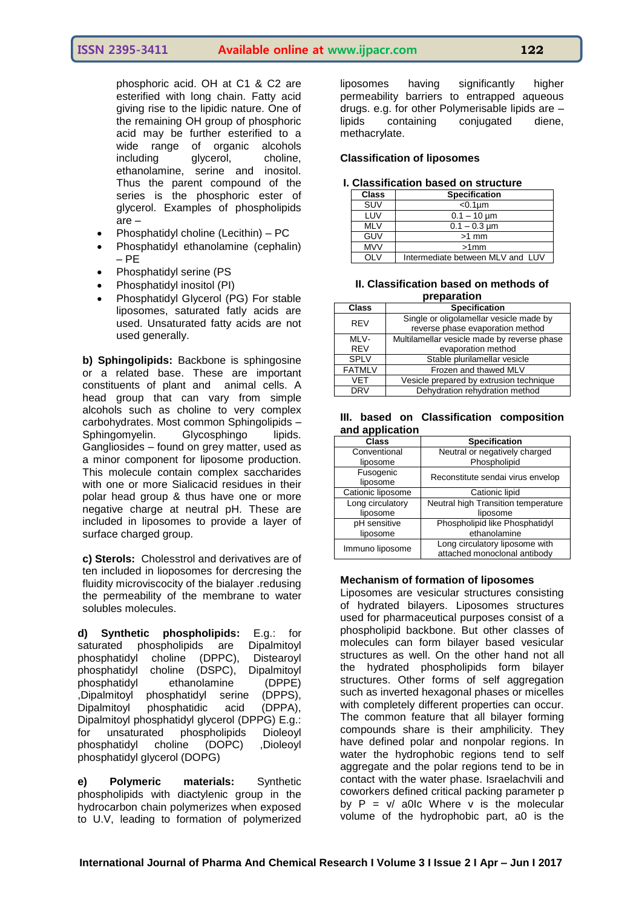phosphoric acid. OH at C1 & C2 are esterified with long chain. Fatty acid giving rise to the lipidic nature. One of the remaining OH group of phosphoric acid may be further esterified to a wide range of organic alcohols including glycerol, choline, ethanolamine, serine and inositol. Thus the parent compound of the series is the phosphoric ester of glycerol. Examples of phospholipids are –

- Phosphatidyl choline (Lecithin) – PC
- Phosphatidyl ethanolamine (cephalin) – PE
- Phosphatidyl serine (PS
- Phosphatidyl inositol (PI)
- Phosphatidyl Glycerol (PG) For stable liposomes, saturated fatly acids are used. Unsaturated fatty acids are not used generally.

**b) Sphingolipids:** Backbone is sphingosine or a related base. These are important constituents of plant and animal cells. A head group that can vary from simple alcohols such as choline to very complex carbohydrates. Most common Sphingolipids – Sphingomyelin. Glycosphingo lipids. Gangliosides – found on grey matter, used as a minor component for liposome production. This molecule contain complex saccharides with one or more Sialicacid residues in their polar head group & thus have one or more negative charge at neutral pH. These are included in liposomes to provide a layer of surface charged group.

**c) Sterols:** Cholesstrol and derivatives are of ten included in liopsomes for dercresing the fluidity microviscocity of the bialayer .redusing the permeability of the membrane to water solubles molecules.

**d) Synthetic phospholipids:** E.g.: for saturated phospholipids are Dipalmitoyl phosphatidyl choline (DPPC), Distearoyl phosphatidyl choline (DSPC), Dipalmitoyl phosphatidyl ethanolamine (DPPE) ,Dipalmitoyl phosphatidyl serine (DPPS), Dipalmitoyl phosphatidic acid (DPPA), Dipalmitoyl phosphatidyl glycerol (DPPG) E.g.: for unsaturated phospholipids Dioleoyl phosphatidyl choline (DOPC) ,Dioleoyl phosphatidyl glycerol (DOPG)

**e) Polymeric materials:** Synthetic phospholipids with diactylenic group in the hydrocarbon chain polymerizes when exposed to U.V, leading to formation of polymerized liposomes having significantly higher permeability barriers to entrapped aqueous drugs. e.g. for other Polymerisable lipids are – lipids containing conjugated diene, methacrylate.

## Classification of liposomes

### I. Classification based on structure

| Class | Specification |
|---|---|
| SUV | <0.1µm |
| LUV | 0.1 – 10 µm |
| MLV | 0.1 – 0.3 µm |
| GUV | >1 mm |
| MVV | >1mm |
| OLV | Intermediate between MLV and LUV |

### II. Classification based on methods of preparation

| Class | Specification |
|---|---|
| REV | Single or oligolamellar vesicle made by reverse phase evaporation method |
| MLV-REV | Multilamellar vesicle made by reverse phase evaporation method |
| SPLV | Stable plurilamellar vesicle |
| FATMLV | Frozen and thawed MLV |
| VET | Vesicle prepared by extrusion technique |
| DRV | Dehydration rehydration method |

### III. based on Classification composition and application

| Class | Specification |
|---|---|
| Conventional liposome | Neutral or negatively charged Phospholipid |
| Fusogenic liposome | Reconstitute sendai virus envelop |
| Cationic liposome | Cationic lipid |
| Long circulatory liposome | Neutral high Transition temperature liposome |
| pH sensitive liposome | Phospholipid like Phosphatidyl ethanolamine |
| Immuno liposome | Long circulatory liposome with attached monoclonal antibody |

## Mechanism of formation of liposomes

Liposomes are vesicular structures consisting of hydrated bilayers. Liposomes structures used for pharmaceutical purposes consist of a phospholipid backbone. But other classes of molecules can form bilayer based vesicular structures as well. On the other hand not all the hydrated phospholipids form bilayer structures. Other forms of self aggregation such as inverted hexagonal phases or micelles with completely different properties can occur. The common feature that all bilayer forming compounds share is their amphilicity. They have defined polar and nonpolar regions. In water the hydrophobic regions tend to self aggregate and the polar regions tend to be in contact with the water phase. Israelachvili and coworkers defined critical packing parameter p by P = v/ a0lc Where v is the molecular volume of the hydrophobic part, a0 is the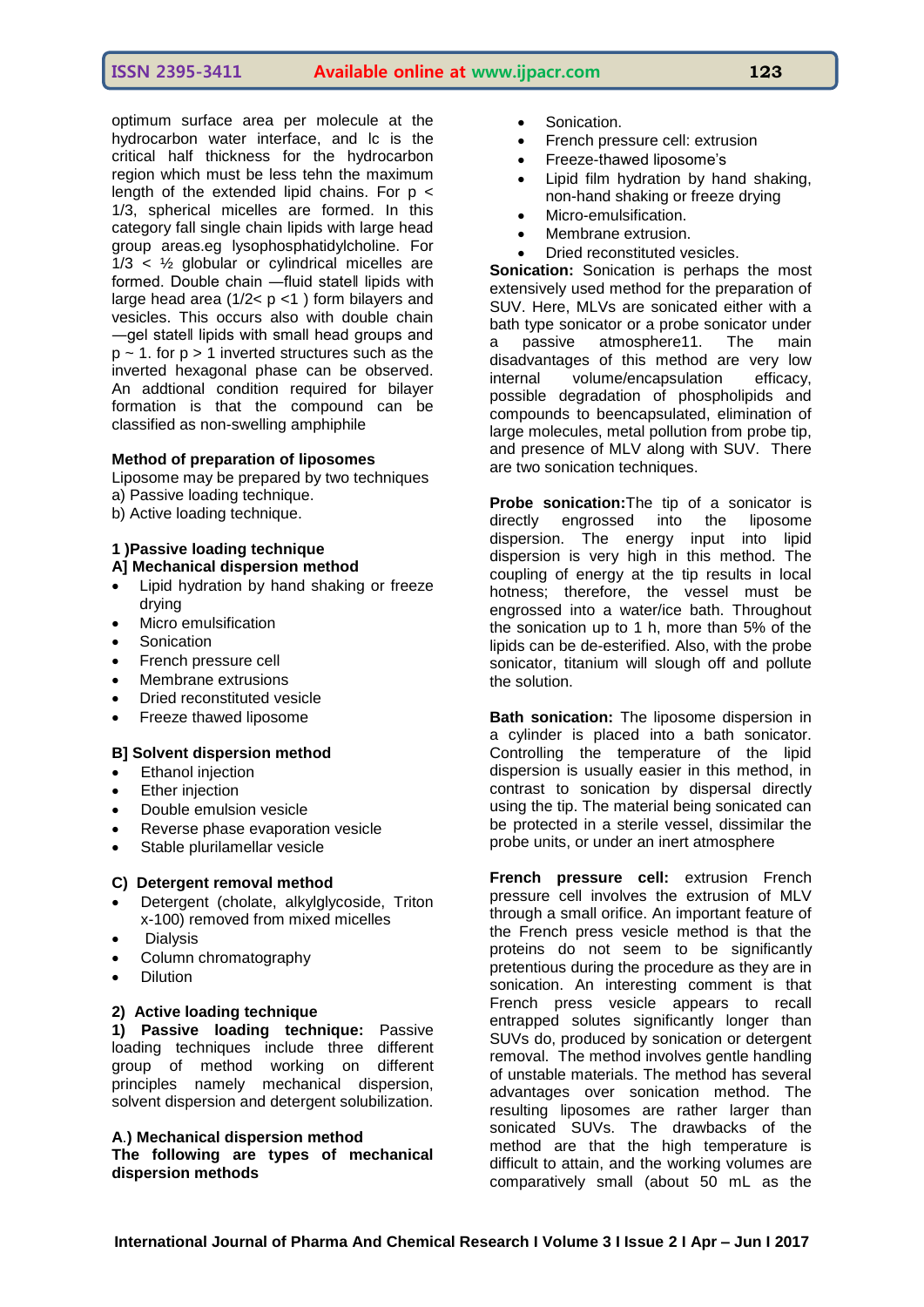optimum surface area per molecule at the hydrocarbon water interface, and lc is the critical half thickness for the hydrocarbon region which must be less tehn the maximum length of the extended lipid chains. For p < 1/3, spherical micelles are formed. In this category fall single chain lipids with large head group areas.eg lysophosphatidylcholine. For 1/3 < ½ globular or cylindrical micelles are formed. Double chain ―fluid state‖ lipids with large head area (1/2< p <1 ) form bilayers and vesicles. This occurs also with double chain ―gel state‖ lipids with small head groups and p ~ 1. for p > 1 inverted structures such as the inverted hexagonal phase can be observed. An addtional condition required for bilayer formation is that the compound can be classified as non-swelling amphiphile

**Method of preparation of liposomes**

Liposome may be prepared by two techniques

a) Passive loading technique.

b) Active loading technique.

**1 )Passive loading technique**

**A] Mechanical dispersion method**

- Lipid hydration by hand shaking or freeze drying
- Micro emulsification
- Sonication
- French pressure cell
- Membrane extrusions
- Dried reconstituted vesicle
- Freeze thawed liposome

**B] Solvent dispersion method**

- Ethanol injection
- Ether injection
- Double emulsion vesicle
- Reverse phase evaporation vesicle
- Stable plurilamellar vesicle

**C) Detergent removal method**

- Detergent (cholate, alkylglycoside, Triton x-100) removed from mixed micelles
- Dialysis
- Column chromatography
- Dilution

**2) Active loading technique**

**1) Passive loading technique:** Passive loading techniques include three different group of method working on different principles namely mechanical dispersion, solvent dispersion and detergent solubilization.

**A.) Mechanical dispersion method**

**The following are types of mechanical dispersion methods**

- Sonication.
- French pressure cell: extrusion
- Freeze-thawed liposome's
- Lipid film hydration by hand shaking, non-hand shaking or freeze drying
- Micro-emulsification.
- Membrane extrusion.
- Dried reconstituted vesicles.

**Sonication:** Sonication is perhaps the most extensively used method for the preparation of SUV. Here, MLVs are sonicated either with a bath type sonicator or a probe sonicator under a passive atmosphere11. The main disadvantages of this method are very low internal volume/encapsulation efficacy, possible degradation of phospholipids and compounds to beencapsulated, elimination of large molecules, metal pollution from probe tip, and presence of MLV along with SUV. There are two sonication techniques.

**Probe sonication:**The tip of a sonicator is directly engrossed into the liposome dispersion. The energy input into lipid dispersion is very high in this method. The coupling of energy at the tip results in local hotness; therefore, the vessel must be engrossed into a water/ice bath. Throughout the sonication up to 1 h, more than 5% of the lipids can be de-esterified. Also, with the probe sonicator, titanium will slough off and pollute the solution.

**Bath sonication:** The liposome dispersion in a cylinder is placed into a bath sonicator. Controlling the temperature of the lipid dispersion is usually easier in this method, in contrast to sonication by dispersal directly using the tip. The material being sonicated can be protected in a sterile vessel, dissimilar the probe units, or under an inert atmosphere

**French pressure cell:** extrusion French pressure cell involves the extrusion of MLV through a small orifice. An important feature of the French press vesicle method is that the proteins do not seem to be significantly pretentious during the procedure as they are in sonication. An interesting comment is that French press vesicle appears to recall entrapped solutes significantly longer than SUVs do, produced by sonication or detergent removal. The method involves gentle handling of unstable materials. The method has several advantages over sonication method. The resulting liposomes are rather larger than sonicated SUVs. The drawbacks of the method are that the high temperature is difficult to attain, and the working volumes are comparatively small (about 50 mL as the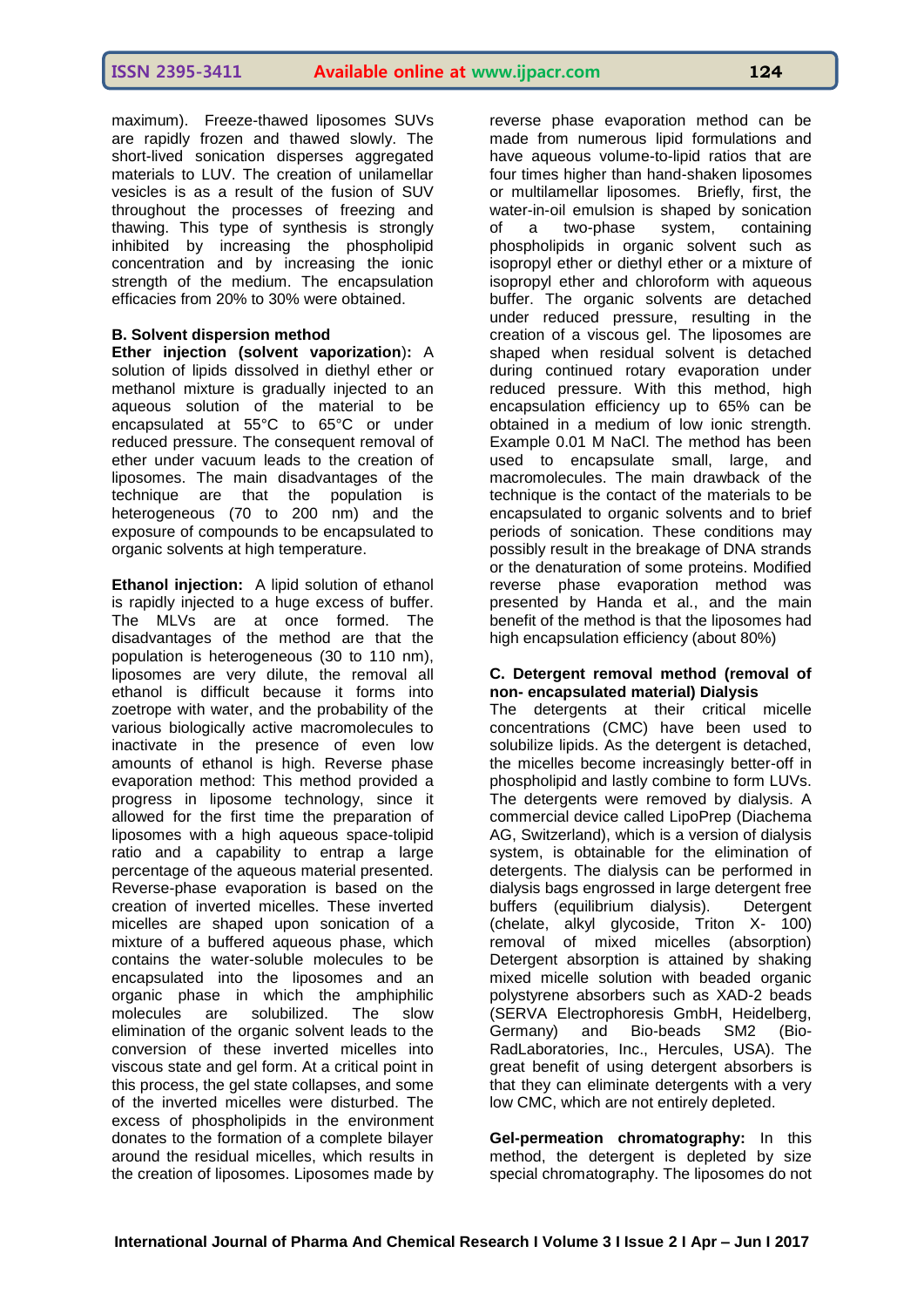maximum). Freeze-thawed liposomes SUVs are rapidly frozen and thawed slowly. The short-lived sonication disperses aggregated materials to LUV. The creation of unilamellar vesicles is as a result of the fusion of SUV throughout the processes of freezing and thawing. This type of synthesis is strongly inhibited by increasing the phospholipid concentration and by increasing the ionic strength of the medium. The encapsulation efficacies from 20% to 30% were obtained.

### B. Solvent dispersion method

**Ether injection (solvent vaporization):** A solution of lipids dissolved in diethyl ether or methanol mixture is gradually injected to an aqueous solution of the material to be encapsulated at 55°C to 65°C or under reduced pressure. The consequent removal of ether under vacuum leads to the creation of liposomes. The main disadvantages of the technique are that the population is heterogeneous (70 to 200 nm) and the exposure of compounds to be encapsulated to organic solvents at high temperature.

**Ethanol injection:** A lipid solution of ethanol is rapidly injected to a huge excess of buffer. The MLVs are at once formed. The disadvantages of the method are that the population is heterogeneous (30 to 110 nm), liposomes are very dilute, the removal all ethanol is difficult because it forms into zoetrope with water, and the probability of the various biologically active macromolecules to inactivate in the presence of even low amounts of ethanol is high. Reverse phase evaporation method: This method provided a progress in liposome technology, since it allowed for the first time the preparation of liposomes with a high aqueous space-tolipid ratio and a capability to entrap a large percentage of the aqueous material presented. Reverse-phase evaporation is based on the creation of inverted micelles. These inverted micelles are shaped upon sonication of a mixture of a buffered aqueous phase, which contains the water-soluble molecules to be encapsulated into the liposomes and an organic phase in which the amphiphilic molecules are solubilized. The slow elimination of the organic solvent leads to the conversion of these inverted micelles into viscous state and gel form. At a critical point in this process, the gel state collapses, and some of the inverted micelles were disturbed. The excess of phospholipids in the environment donates to the formation of a complete bilayer around the residual micelles, which results in the creation of liposomes. Liposomes made by reverse phase evaporation method can be made from numerous lipid formulations and have aqueous volume-to-lipid ratios that are four times higher than hand-shaken liposomes or multilamellar liposomes. Briefly, first, the water-in-oil emulsion is shaped by sonication of a two-phase system, containing phospholipids in organic solvent such as isopropyl ether or diethyl ether or a mixture of isopropyl ether and chloroform with aqueous buffer. The organic solvents are detached under reduced pressure, resulting in the creation of a viscous gel. The liposomes are shaped when residual solvent is detached during continued rotary evaporation under reduced pressure. With this method, high encapsulation efficiency up to 65% can be obtained in a medium of low ionic strength. Example 0.01 M NaCl. The method has been used to encapsulate small, large, and macromolecules. The main drawback of the technique is the contact of the materials to be encapsulated to organic solvents and to brief periods of sonication. These conditions may possibly result in the breakage of DNA strands or the denaturation of some proteins. Modified reverse phase evaporation method was presented by Handa et al., and the main benefit of the method is that the liposomes had high encapsulation efficiency (about 80%)

### C. Detergent removal method (removal of non- encapsulated material) Dialysis

The detergents at their critical micelle concentrations (CMC) have been used to solubilize lipids. As the detergent is detached, the micelles become increasingly better-off in phospholipid and lastly combine to form LUVs. The detergents were removed by dialysis. A commercial device called LipoPrep (Diachema AG, Switzerland), which is a version of dialysis system, is obtainable for the elimination of detergents. The dialysis can be performed in dialysis bags engrossed in large detergent free buffers (equilibrium dialysis). Detergent (chelate, alkyl glycoside, Triton X- 100) removal of mixed micelles (absorption) Detergent absorption is attained by shaking mixed micelle solution with beaded organic polystyrene absorbers such as XAD-2 beads (SERVA Electrophoresis GmbH, Heidelberg, Germany) and Bio-beads SM2 (Bio-RadLaboratories, Inc., Hercules, USA). The great benefit of using detergent absorbers is that they can eliminate detergents with a very low CMC, which are not entirely depleted.

**Gel-permeation chromatography:** In this method, the detergent is depleted by size special chromatography. The liposomes do not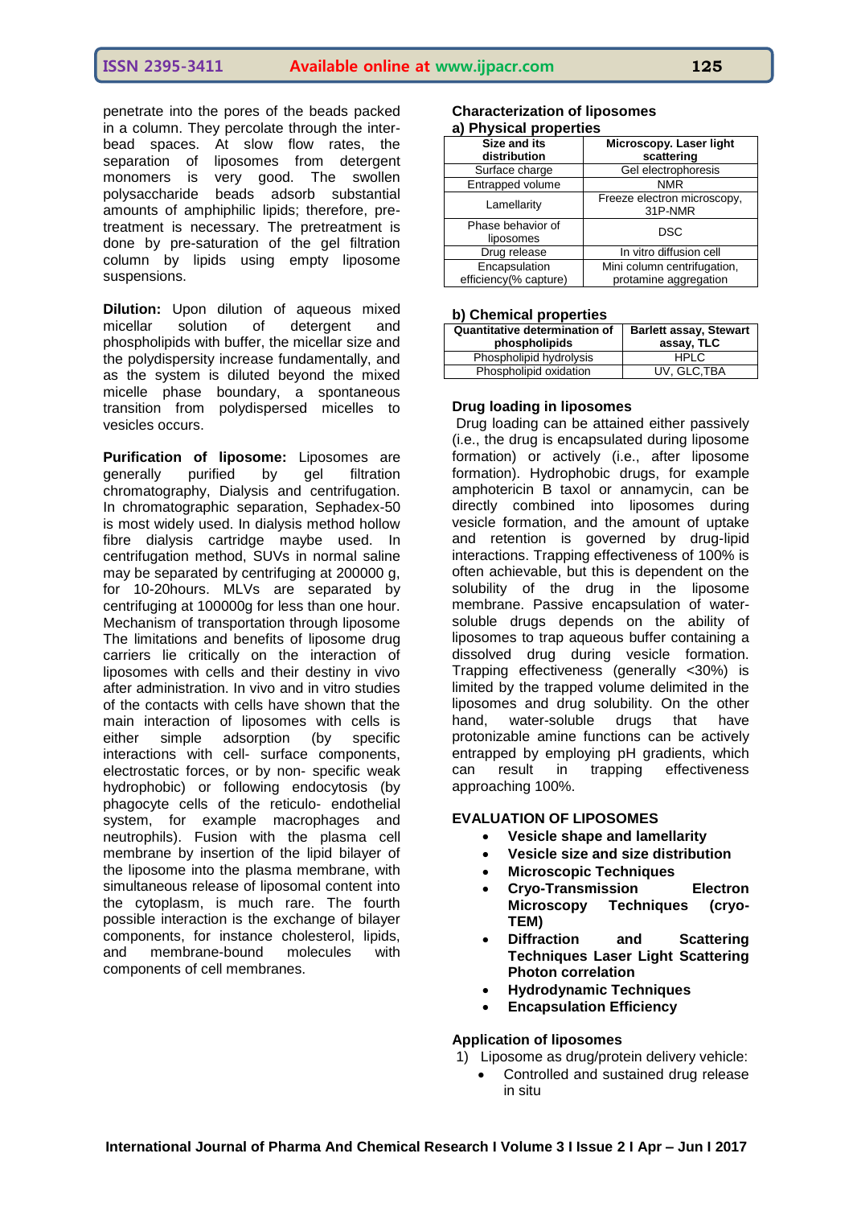penetrate into the pores of the beads packed in a column. They percolate through the inter-bead spaces. At slow flow rates, the separation of liposomes from detergent monomers is very good. The swollen polysaccharide beads adsorb substantial amounts of amphiphilic lipids; therefore, pre-treatment is necessary. The pretreatment is done by pre-saturation of the gel filtration column by lipids using empty liposome suspensions.

**Dilution:** Upon dilution of aqueous mixed micellar solution of detergent and phospholipids with buffer, the micellar size and the polydispersity increase fundamentally, and as the system is diluted beyond the mixed micelle phase boundary, a spontaneous transition from polydispersed micelles to vesicles occurs.

**Purification of liposome:** Liposomes are generally purified by gel filtration chromatography, Dialysis and centrifugation. In chromatographic separation, Sephadex-50 is most widely used. In dialysis method hollow fibre dialysis cartridge maybe used. In centrifugation method, SUVs in normal saline may be separated by centrifuging at 200000 g, for 10-20hours. MLVs are separated by centrifuging at 100000g for less than one hour. Mechanism of transportation through liposome The limitations and benefits of liposome drug carriers lie critically on the interaction of liposomes with cells and their destiny in vivo after administration. In vivo and in vitro studies of the contacts with cells have shown that the main interaction of liposomes with cells is either simple adsorption (by specific interactions with cell- surface components, electrostatic forces, or by non- specific weak hydrophobic) or following endocytosis (by phagocyte cells of the reticulo- endothelial system, for example macrophages and neutrophils). Fusion with the plasma cell membrane by insertion of the lipid bilayer of the liposome into the plasma membrane, with simultaneous release of liposomal content into the cytoplasm, is much rare. The fourth possible interaction is the exchange of bilayer components, for instance cholesterol, lipids, and membrane-bound molecules with components of cell membranes.

**Characterization of liposomes**

**a) Physical properties**

| Size and its distribution | Microscopy. Laser light scattering |
|---|---|
| Surface charge | Gel electrophoresis |
| Entrapped volume | NMR |
| Lamellarity | Freeze electron microscopy, 31P-NMR |
| Phase behavior of liposomes | DSC |
| Drug release | In vitro diffusion cell |
| Encapsulation efficiency(% capture) | Mini column centrifugation, protamine aggregation |

**b) Chemical properties**

| Quantitative determination of phospholipids | Barlett assay, Stewart assay, TLC |
|---|---|
| Phospholipid hydrolysis | HPLC |
| Phospholipid oxidation | UV, GLC,TBA |

**Drug loading in liposomes**

Drug loading can be attained either passively (i.e., the drug is encapsulated during liposome formation) or actively (i.e., after liposome formation). Hydrophobic drugs, for example amphotericin B taxol or annamycin, can be directly combined into liposomes during vesicle formation, and the amount of uptake and retention is governed by drug-lipid interactions. Trapping effectiveness of 100% is often achievable, but this is dependent on the solubility of the drug in the liposome membrane. Passive encapsulation of water-soluble drugs depends on the ability of liposomes to trap aqueous buffer containing a dissolved drug during vesicle formation. Trapping effectiveness (generally <30%) is limited by the trapped volume delimited in the liposomes and drug solubility. On the other hand, water-soluble drugs that have protonizable amine functions can be actively entrapped by employing pH gradients, which can result in trapping effectiveness approaching 100%.

**EVALUATION OF LIPOSOMES**

- **Vesicle shape and lamellarity**
- **Vesicle size and size distribution**
- **Microscopic Techniques**
- **Cryo-Transmission Electron Microscopy Techniques (cryo-TEM)**
- **Diffraction and Scattering Techniques Laser Light Scattering Photon correlation**
- **Hydrodynamic Techniques**
- **Encapsulation Efficiency**

**Application of liposomes**

1) Liposome as drug/protein delivery vehicle:
   - Controlled and sustained drug release in situ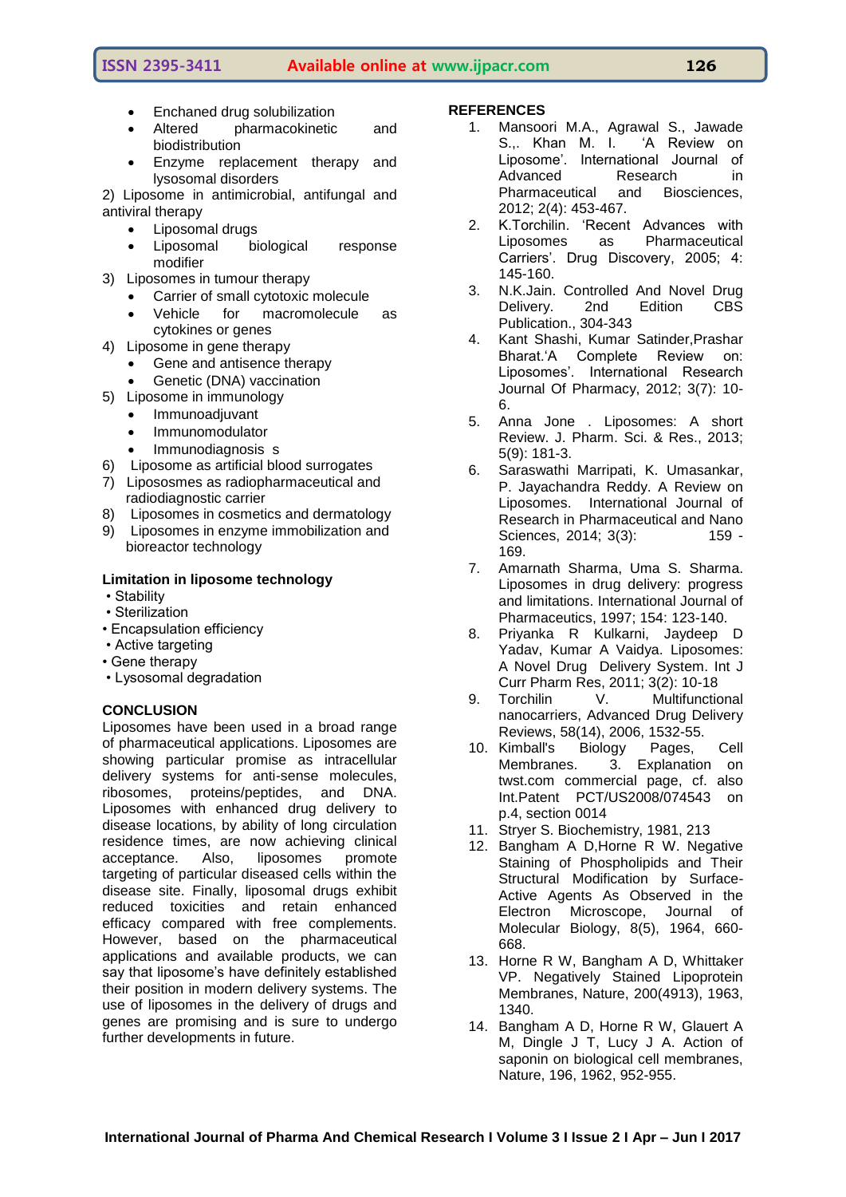- Enchaned drug solubilization
- Altered pharmacokinetic and biodistribution
- Enzyme replacement therapy and lysosomal disorders

2) Liposome in antimicrobial, antifungal and antiviral therapy

- Liposomal drugs
- Liposomal biological response modifier

3) Liposomes in tumour therapy

- Carrier of small cytotoxic molecule
- Vehicle for macromolecule as cytokines or genes

4) Liposome in gene therapy

- Gene and antisence therapy
- Genetic (DNA) vaccination

5) Liposome in immunology

- Immunoadjuvant
- Immunomodulator
- Immunodiagnosis s

6) Liposome as artificial blood surrogates
7) Liposomes as radiopharmaceutical and radiodiagnostic carrier
8) Liposomes in cosmetics and dermatology
9) Liposomes in enzyme immobilization and bioreactor technology

**Limitation in liposome technology**

- Stability
- Sterilization
- Encapsulation efficiency
- Active targeting
- Gene therapy
- Lysosomal degradation

## CONCLUSION

Liposomes have been used in a broad range of pharmaceutical applications. Liposomes are showing particular promise as intracellular delivery systems for anti-sense molecules, ribosomes, proteins/peptides, and DNA. Liposomes with enhanced drug delivery to disease locations, by ability of long circulation residence times, are now achieving clinical acceptance. Also, liposomes promote targeting of particular diseased cells within the disease site. Finally, liposomal drugs exhibit reduced toxicities and retain enhanced efficacy compared with free complements. However, based on the pharmaceutical applications and available products, we can say that liposome's have definitely established their position in modern delivery systems. The use of liposomes in the delivery of drugs and genes are promising and is sure to undergo further developments in future.

## REFERENCES

1. Mansoori M.A., Agrawal S., Jawade S.,. Khan M. I. 'A Review on Liposome'. International Journal of Advanced Research in Pharmaceutical and Biosciences, 2012; 2(4): 453-467.
2. K.Torchilin. 'Recent Advances with Liposomes as Pharmaceutical Carriers'. Drug Discovery, 2005; 4: 145-160.
3. N.K.Jain. Controlled And Novel Drug Delivery. 2nd Edition CBS Publication., 304-343
4. Kant Shashi, Kumar Satinder,Prashar Bharat.'A Complete Review on: Liposomes'. International Research Journal Of Pharmacy, 2012; 3(7): 10-6.
5. Anna Jone . Liposomes: A short Review. J. Pharm. Sci. & Res., 2013; 5(9): 181-3.
6. Saraswathi Marripati, K. Umasankar, P. Jayachandra Reddy. A Review on Liposomes. International Journal of Research in Pharmaceutical and Nano Sciences, 2014; 3(3): 159 - 169.
7. Amarnath Sharma, Uma S. Sharma. Liposomes in drug delivery: progress and limitations. International Journal of Pharmaceutics, 1997; 154: 123-140.
8. Priyanka R Kulkarni, Jaydeep D Yadav, Kumar A Vaidya. Liposomes: A Novel Drug Delivery System. Int J Curr Pharm Res, 2011; 3(2): 10-18
9. Torchilin V. Multifunctional nanocarriers, Advanced Drug Delivery Reviews, 58(14), 2006, 1532-55.
10. Kimball's Biology Pages, Cell Membranes. 3. Explanation on twst.com commercial page, cf. also Int.Patent PCT/US2008/074543 on p.4, section 0014
11. Stryer S. Biochemistry, 1981, 213
12. Bangham A D,Horne R W. Negative Staining of Phospholipids and Their Structural Modification by Surface-Active Agents As Observed in the Electron Microscope, Journal of Molecular Biology, 8(5), 1964, 660-668.
13. Horne R W, Bangham A D, Whittaker VP. Negatively Stained Lipoprotein Membranes, Nature, 200(4913), 1963, 1340.
14. Bangham A D, Horne R W, Glauert A M, Dingle J T, Lucy J A. Action of saponin on biological cell membranes, Nature, 196, 1962, 952-955.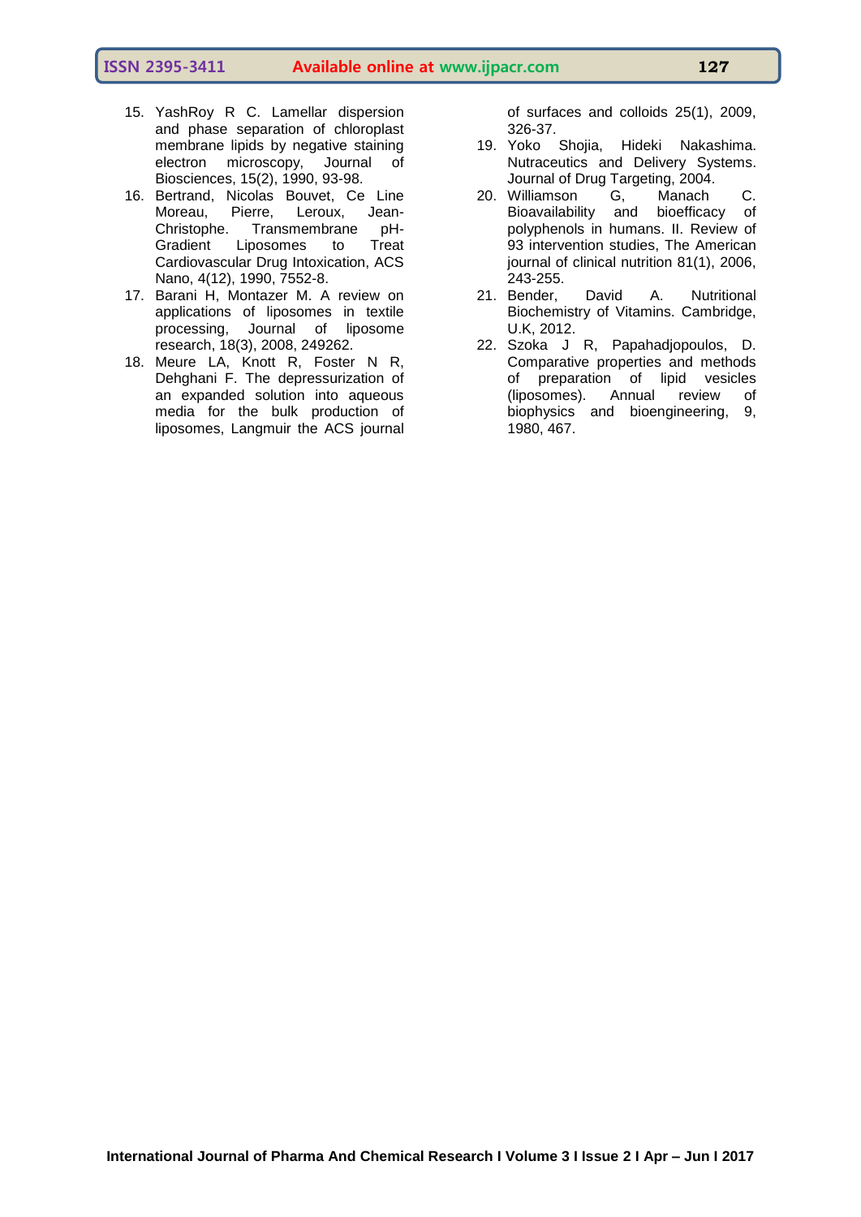15. YashRoy R C. Lamellar dispersion and phase separation of chloroplast membrane lipids by negative staining electron microscopy, Journal of Biosciences, 15(2), 1990, 93-98.
16. Bertrand, Nicolas Bouvet, Ce Line Moreau, Pierre, Leroux, Jean-Christophe. Transmembrane pH-Gradient Liposomes to Treat Cardiovascular Drug Intoxication, ACS Nano, 4(12), 1990, 7552-8.
17. Barani H, Montazer M. A review on applications of liposomes in textile processing, Journal of liposome research, 18(3), 2008, 249262.
18. Meure LA, Knott R, Foster N R, Dehghani F. The depressurization of an expanded solution into aqueous media for the bulk production of liposomes, Langmuir the ACS journal of surfaces and colloids 25(1), 2009, 326-37.
19. Yoko Shojia, Hideki Nakashima. Nutraceutics and Delivery Systems. Journal of Drug Targeting, 2004.
20. Williamson G, Manach C. Bioavailability and bioefficacy of polyphenols in humans. II. Review of 93 intervention studies, The American journal of clinical nutrition 81(1), 2006, 243-255.
21. Bender, David A. Nutritional Biochemistry of Vitamins. Cambridge, U.K, 2012.
22. Szoka J R, Papahadjopoulos, D. Comparative properties and methods of preparation of lipid vesicles (liposomes). Annual review of biophysics and bioengineering, 9, 1980, 467.